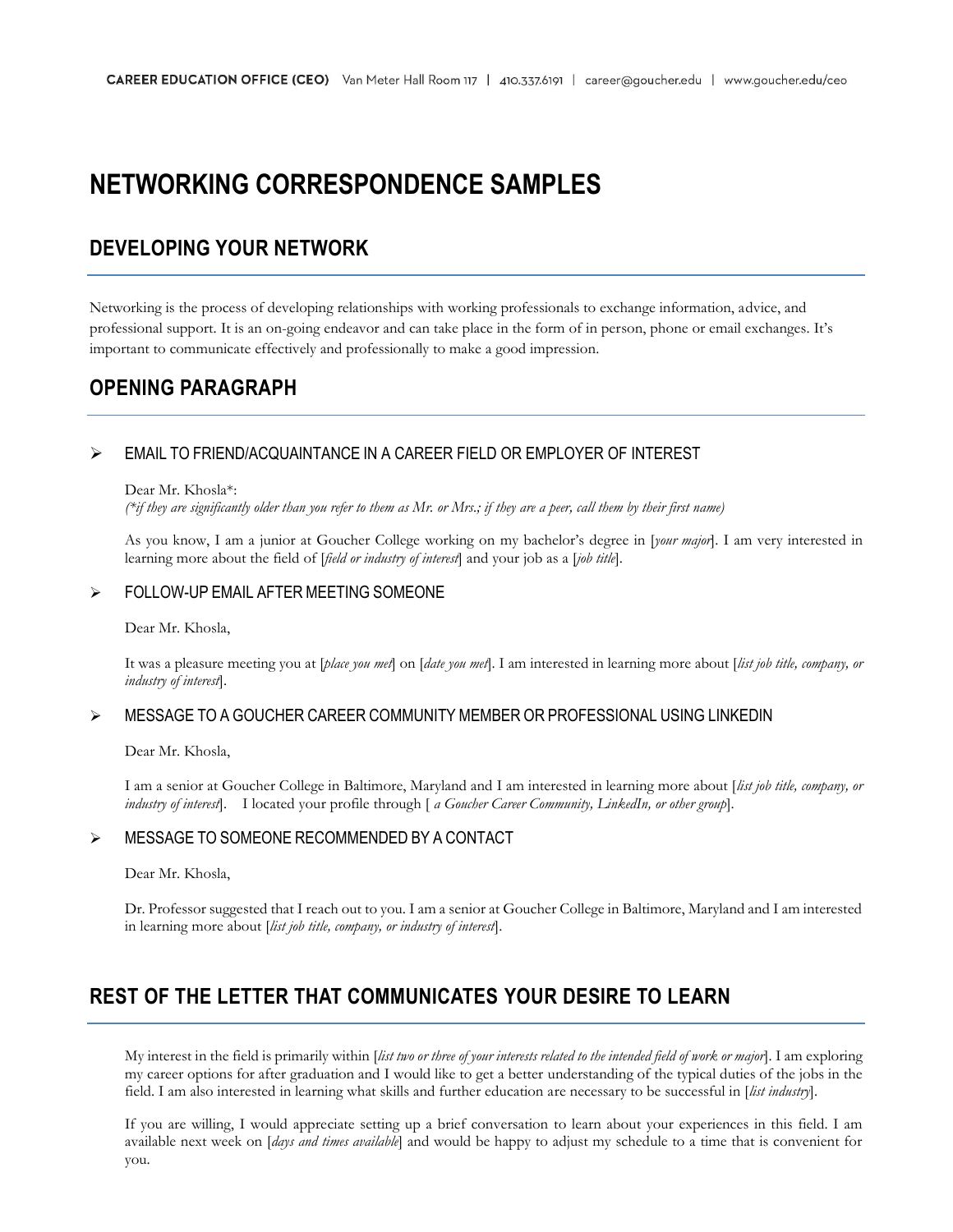CAREER EDUCATION OFFICE (CEO) Van Meter Hall Room 117 | 410.337.6191 | career@goucher.edu | www.goucher.edu/ceo

# NETWORKING CORRESPONDENCE SAMPLES

## DEVELOPING YOUR NETWORK

Networking is the process of developing relationships with working professionals to exchange information, advice, and professional support. It is an on-going endeavor and can take place in the form of in person, phone or email exchanges. It's important to communicate effectively and professionally to make a good impression.

## OPENING PARAGRAPH

- EMAIL TO FRIEND/ACQUAINTANCE IN A CAREER FIELD OR EMPLOYER OF INTEREST

  Dear Mr. Khosla*:
  *(*if they are significantly older than you refer to them as Mr. or Mrs.; if they are a peer, call them by their first name)*

  As you know, I am a junior at Goucher College working on my bachelor's degree in [*your major*]. I am very interested in learning more about the field of [*field or industry of interest*] and your job as a [*job title*].

- FOLLOW-UP EMAIL AFTER MEETING SOMEONE

  Dear Mr. Khosla,

  It was a pleasure meeting you at [*place you met*] on [*date you met*]. I am interested in learning more about [*list job title, company, or industry of interest*].

- MESSAGE TO A GOUCHER CAREER COMMUNITY MEMBER OR PROFESSIONAL USING LINKEDIN

  Dear Mr. Khosla,

  I am a senior at Goucher College in Baltimore, Maryland and I am interested in learning more about [*list job title, company, or industry of interest*]. I located your profile through [ *a Goucher Career Community, LinkedIn, or other group*].

- MESSAGE TO SOMEONE RECOMMENDED BY A CONTACT

  Dear Mr. Khosla,

  Dr. Professor suggested that I reach out to you. I am a senior at Goucher College in Baltimore, Maryland and I am interested in learning more about [*list job title, company, or industry of interest*].

## REST OF THE LETTER THAT COMMUNICATES YOUR DESIRE TO LEARN

My interest in the field is primarily within [*list two or three of your interests related to the intended field of work or major*]. I am exploring my career options for after graduation and I would like to get a better understanding of the typical duties of the jobs in the field. I am also interested in learning what skills and further education are necessary to be successful in [*list industry*].

If you are willing, I would appreciate setting up a brief conversation to learn about your experiences in this field. I am available next week on [*days and times available*] and would be happy to adjust my schedule to a time that is convenient for you.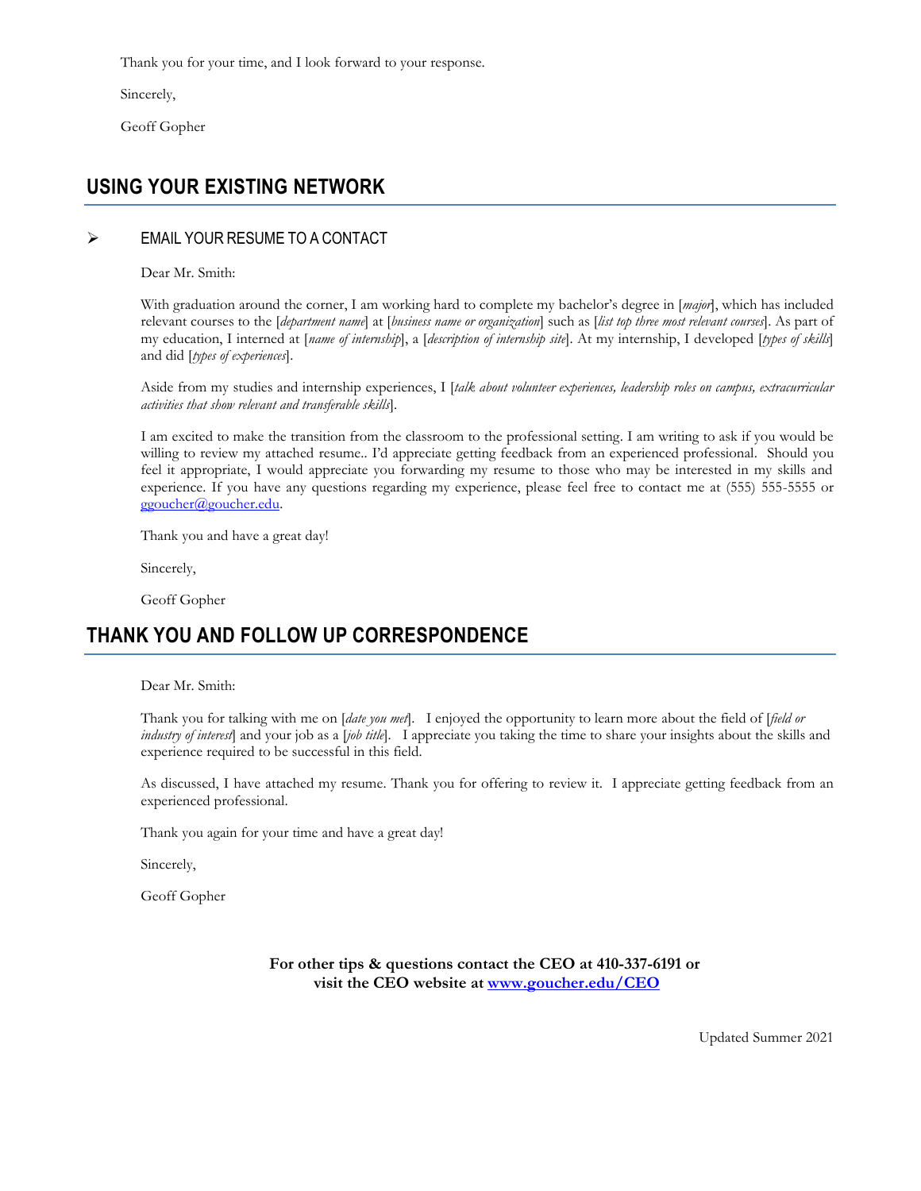Thank you for your time, and I look forward to your response.

Sincerely,

Geoff Gopher

## USING YOUR EXISTING NETWORK

### ➢ EMAIL YOUR RESUME TO A CONTACT

Dear Mr. Smith:

With graduation around the corner, I am working hard to complete my bachelor's degree in [*major*], which has included relevant courses to the [*department name*] at [*business name or organization*] such as [*list top three most relevant courses*]. As part of my education, I interned at [*name of internship*], a [*description of internship site*]. At my internship, I developed [*types of skills*] and did [*types of experiences*].

Aside from my studies and internship experiences, I [*talk about volunteer experiences, leadership roles on campus, extracurricular activities that show relevant and transferable skills*].

I am excited to make the transition from the classroom to the professional setting. I am writing to ask if you would be willing to review my attached resume.. I'd appreciate getting feedback from an experienced professional. Should you feel it appropriate, I would appreciate you forwarding my resume to those who may be interested in my skills and experience. If you have any questions regarding my experience, please feel free to contact me at (555) 555-5555 or ggoucher@goucher.edu.

Thank you and have a great day!

Sincerely,

Geoff Gopher

## THANK YOU AND FOLLOW UP CORRESPONDENCE

Dear Mr. Smith:

Thank you for talking with me on [*date you met*]. I enjoyed the opportunity to learn more about the field of [*field or industry of interest*] and your job as a [*job title*]. I appreciate you taking the time to share your insights about the skills and experience required to be successful in this field.

As discussed, I have attached my resume. Thank you for offering to review it. I appreciate getting feedback from an experienced professional.

Thank you again for your time and have a great day!

Sincerely,

Geoff Gopher

**For other tips & questions contact the CEO at 410-337-6191 or visit the CEO website at www.goucher.edu/CEO**

Updated Summer 2021